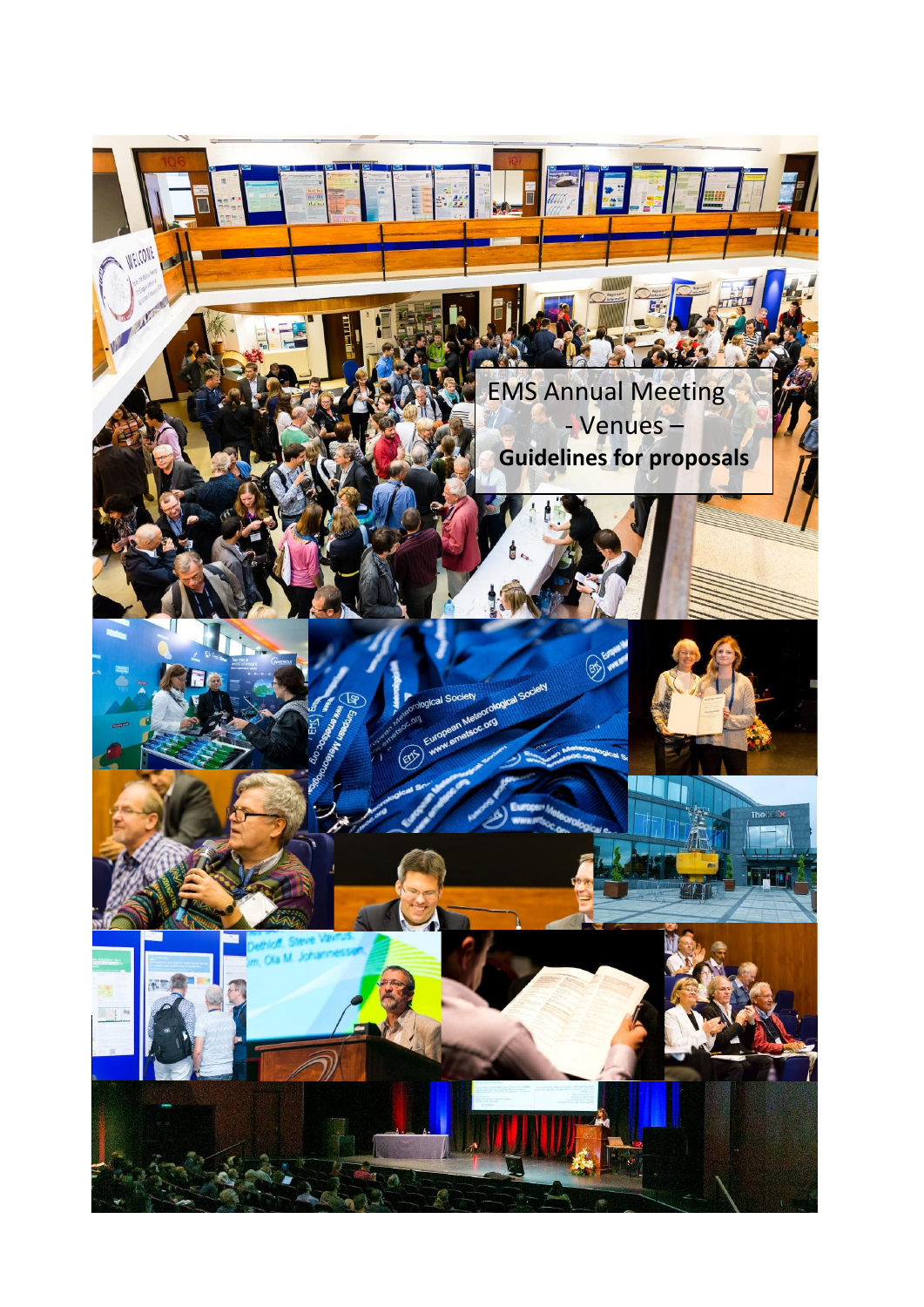# EMS Annual Meeting
## - Venues –
## **Guidelines for proposals**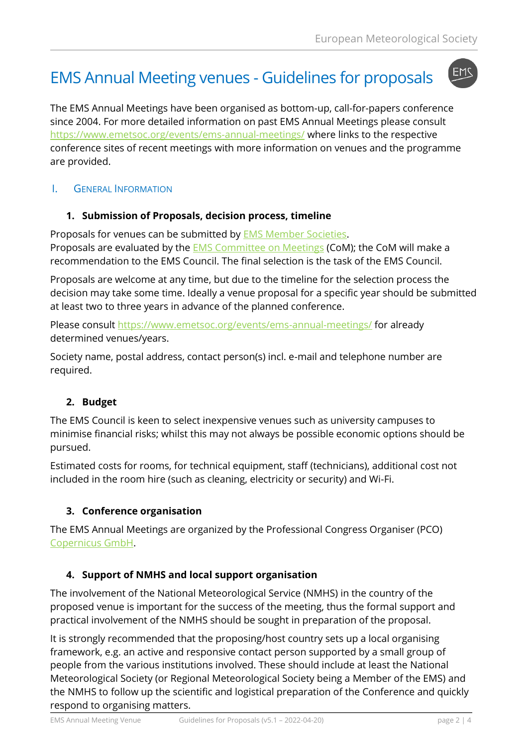# EMS Annual Meeting venues - Guidelines for proposals

The EMS Annual Meetings have been organised as bottom-up, call-for-papers conference since 2004. For more detailed information on past EMS Annual Meetings please consult https://www.emetsoc.org/events/ems-annual-meetings/ where links to the respective conference sites of recent meetings with more information on venues and the programme are provided.

## I. General Information

### 1. Submission of Proposals, decision process, timeline

Proposals for venues can be submitted by EMS Member Societies.
Proposals are evaluated by the EMS Committee on Meetings (CoM); the CoM will make a recommendation to the EMS Council. The final selection is the task of the EMS Council.

Proposals are welcome at any time, but due to the timeline for the selection process the decision may take some time. Ideally a venue proposal for a specific year should be submitted at least two to three years in advance of the planned conference.

Please consult https://www.emetsoc.org/events/ems-annual-meetings/ for already determined venues/years.

Society name, postal address, contact person(s) incl. e-mail and telephone number are required.

### 2. Budget

The EMS Council is keen to select inexpensive venues such as university campuses to minimise financial risks; whilst this may not always be possible economic options should be pursued.

Estimated costs for rooms, for technical equipment, staff (technicians), additional cost not included in the room hire (such as cleaning, electricity or security) and Wi-Fi.

### 3. Conference organisation

The EMS Annual Meetings are organized by the Professional Congress Organiser (PCO) Copernicus GmbH.

### 4. Support of NMHS and local support organisation

The involvement of the National Meteorological Service (NMHS) in the country of the proposed venue is important for the success of the meeting, thus the formal support and practical involvement of the NMHS should be sought in preparation of the proposal.

It is strongly recommended that the proposing/host country sets up a local organising framework, e.g. an active and responsive contact person supported by a small group of people from the various institutions involved. These should include at least the National Meteorological Society (or Regional Meteorological Society being a Member of the EMS) and the NMHS to follow up the scientific and logistical preparation of the Conference and quickly respond to organising matters.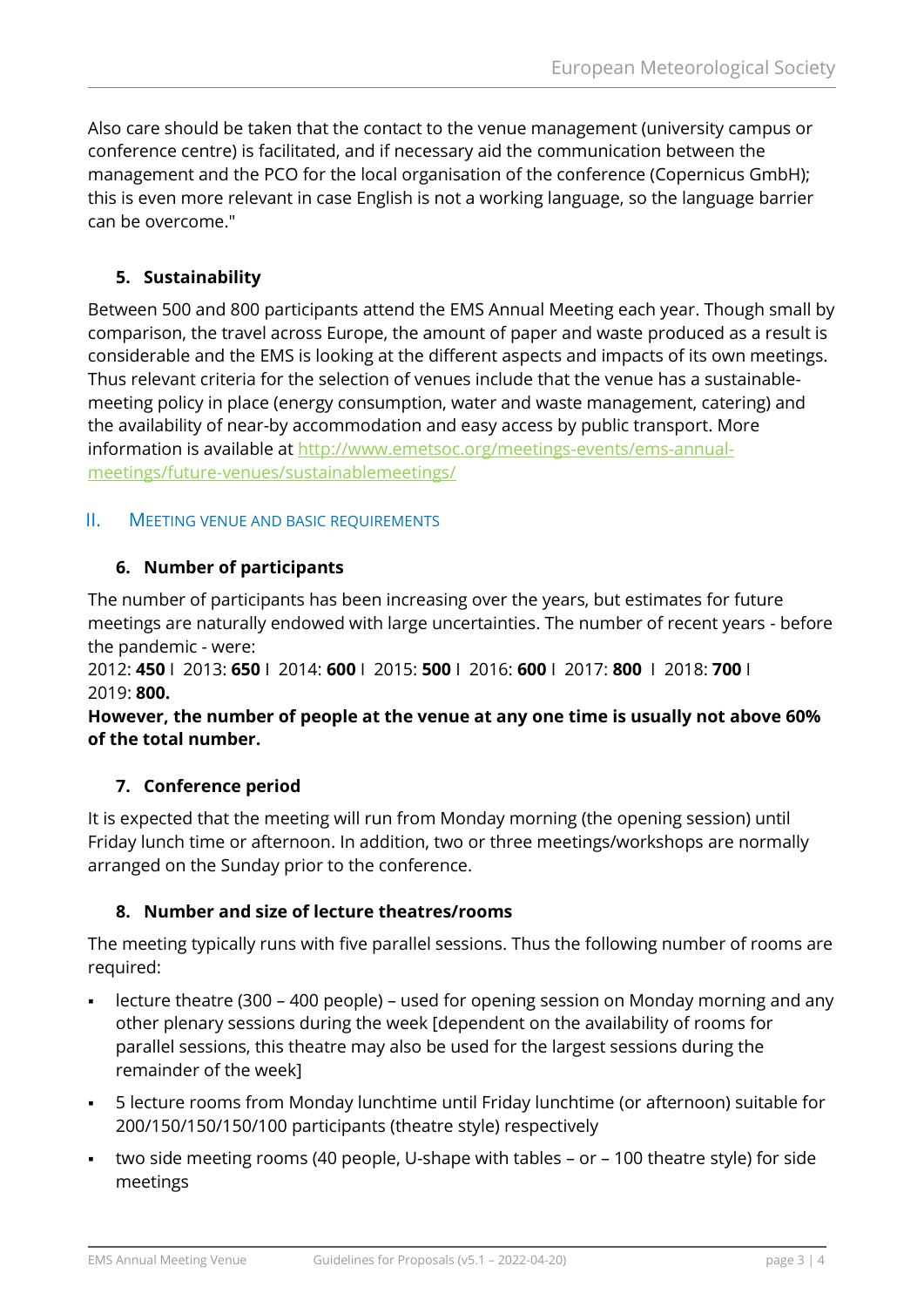Also care should be taken that the contact to the venue management (university campus or conference centre) is facilitated, and if necessary aid the communication between the management and the PCO for the local organisation of the conference (Copernicus GmbH); this is even more relevant in case English is not a working language, so the language barrier can be overcome."

### 5. Sustainability

Between 500 and 800 participants attend the EMS Annual Meeting each year. Though small by comparison, the travel across Europe, the amount of paper and waste produced as a result is considerable and the EMS is looking at the different aspects and impacts of its own meetings. Thus relevant criteria for the selection of venues include that the venue has a sustainable-meeting policy in place (energy consumption, water and waste management, catering) and the availability of near-by accommodation and easy access by public transport. More information is available at [http://www.emetsoc.org/meetings-events/ems-annual-meetings/future-venues/sustainablemeetings/](http://www.emetsoc.org/meetings-events/ems-annual-meetings/future-venues/sustainablemeetings/)

## II. MEETING VENUE AND BASIC REQUIREMENTS

### 6. Number of participants

The number of participants has been increasing over the years, but estimates for future meetings are naturally endowed with large uncertainties. The number of recent years - before the pandemic - were:

2012: **450** I 2013: **650** I 2014: **600** I 2015: **500** I 2016: **600** I 2017: **800** I 2018: **700** I 2019: **800.**

**However, the number of people at the venue at any one time is usually not above 60% of the total number.**

### 7. Conference period

It is expected that the meeting will run from Monday morning (the opening session) until Friday lunch time or afternoon. In addition, two or three meetings/workshops are normally arranged on the Sunday prior to the conference.

### 8. Number and size of lecture theatres/rooms

The meeting typically runs with five parallel sessions. Thus the following number of rooms are required:

- lecture theatre (300 – 400 people) – used for opening session on Monday morning and any other plenary sessions during the week [dependent on the availability of rooms for parallel sessions, this theatre may also be used for the largest sessions during the remainder of the week]
- 5 lecture rooms from Monday lunchtime until Friday lunchtime (or afternoon) suitable for 200/150/150/150/100 participants (theatre style) respectively
- two side meeting rooms (40 people, U-shape with tables – or – 100 theatre style) for side meetings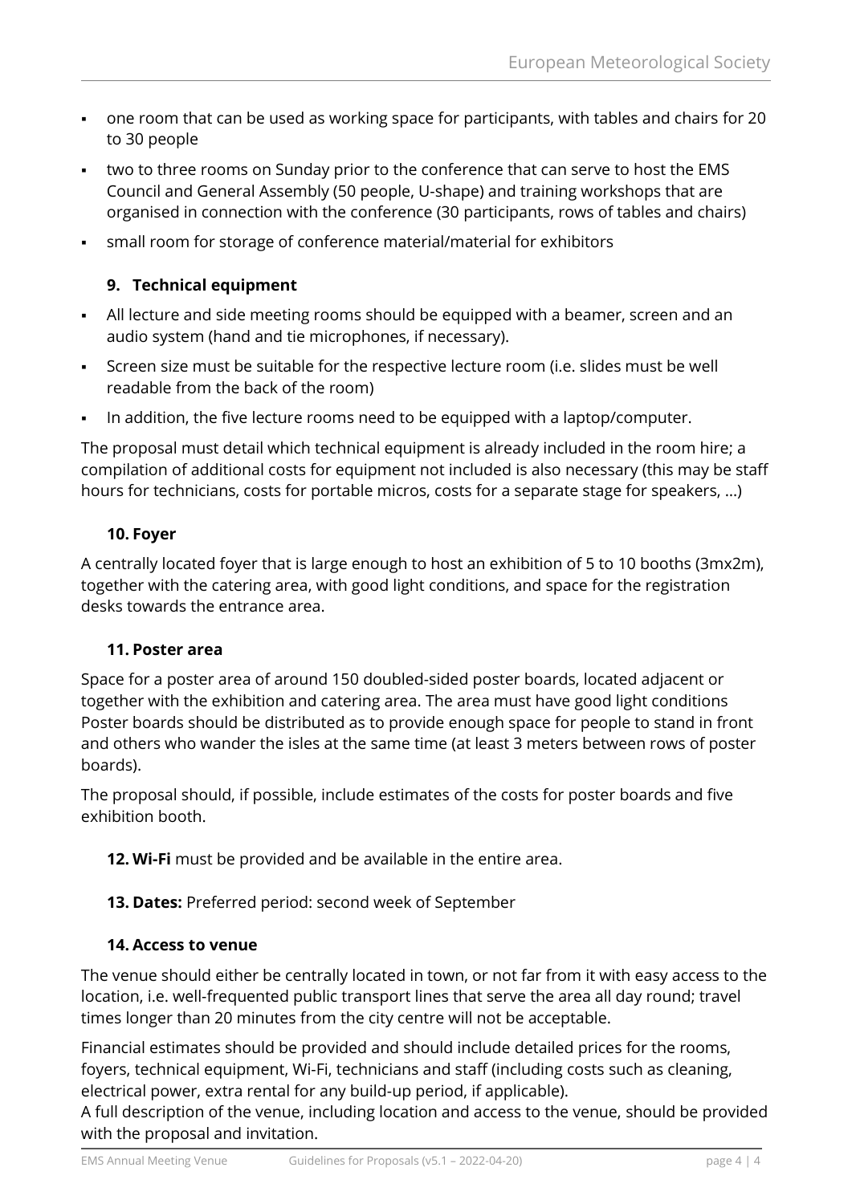- one room that can be used as working space for participants, with tables and chairs for 20 to 30 people
- two to three rooms on Sunday prior to the conference that can serve to host the EMS Council and General Assembly (50 people, U-shape) and training workshops that are organised in connection with the conference (30 participants, rows of tables and chairs)
- small room for storage of conference material/material for exhibitors

### 9. Technical equipment

- All lecture and side meeting rooms should be equipped with a beamer, screen and an audio system (hand and tie microphones, if necessary).
- Screen size must be suitable for the respective lecture room (i.e. slides must be well readable from the back of the room)
- In addition, the five lecture rooms need to be equipped with a laptop/computer.

The proposal must detail which technical equipment is already included in the room hire; a compilation of additional costs for equipment not included is also necessary (this may be staff hours for technicians, costs for portable micros, costs for a separate stage for speakers, …)

### 10. Foyer

A centrally located foyer that is large enough to host an exhibition of 5 to 10 booths (3mx2m), together with the catering area, with good light conditions, and space for the registration desks towards the entrance area.

### 11. Poster area

Space for a poster area of around 150 doubled-sided poster boards, located adjacent or together with the exhibition and catering area. The area must have good light conditions Poster boards should be distributed as to provide enough space for people to stand in front and others who wander the isles at the same time (at least 3 meters between rows of poster boards).

The proposal should, if possible, include estimates of the costs for poster boards and five exhibition booth.

**12. Wi-Fi** must be provided and be available in the entire area.

**13. Dates:** Preferred period: second week of September

### 14. Access to venue

The venue should either be centrally located in town, or not far from it with easy access to the location, i.e. well-frequented public transport lines that serve the area all day round; travel times longer than 20 minutes from the city centre will not be acceptable.

Financial estimates should be provided and should include detailed prices for the rooms, foyers, technical equipment, Wi-Fi, technicians and staff (including costs such as cleaning, electrical power, extra rental for any build-up period, if applicable).
A full description of the venue, including location and access to the venue, should be provided with the proposal and invitation.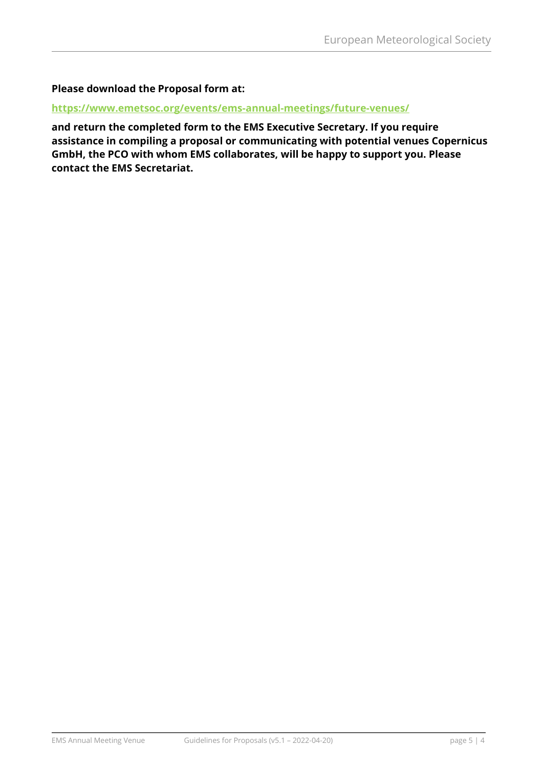**Please download the Proposal form at:**

**[https://www.emetsoc.org/events/ems-annual-meetings/future-venues/](https://www.emetsoc.org/events/ems-annual-meetings/future-venues/)**

**and return the completed form to the EMS Executive Secretary. If you require assistance in compiling a proposal or communicating with potential venues Copernicus GmbH, the PCO with whom EMS collaborates, will be happy to support you. Please contact the EMS Secretariat.**